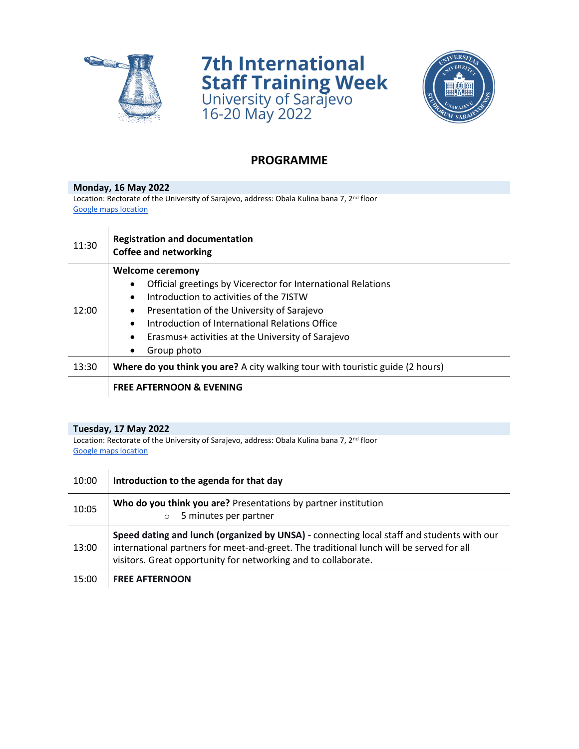# 7th International Staff Training Week

University of Sarajevo
16-20 May 2022

## PROGRAMME

### Monday, 16 May 2022

Location: Rectorate of the University of Sarajevo, address: Obala Kulina bana 7, 2nd floor
[Google maps location]

| Time | Activity |
|---|---|
| 11:30 | **Registration and documentation**<br>**Coffee and networking** |
| 12:00 | **Welcome ceremony**<br>• Official greetings by Vicerector for International Relations<br>• Introduction to activities of the 7ISTW<br>• Presentation of the University of Sarajevo<br>• Introduction of International Relations Office<br>• Erasmus+ activities at the University of Sarajevo<br>• Group photo |
| 13:30 | **Where do you think you are?** A city walking tour with touristic guide (2 hours) |
| | **FREE AFTERNOON & EVENING** |

### Tuesday, 17 May 2022

Location: Rectorate of the University of Sarajevo, address: Obala Kulina bana 7, 2nd floor
[Google maps location]

| Time | Activity |
|---|---|
| 10:00 | **Introduction to the agenda for that day** |
| 10:05 | **Who do you think you are?** Presentations by partner institution<br>○ 5 minutes per partner |
| 13:00 | **Speed dating and lunch (organized by UNSA) -** connecting local staff and students with our international partners for meet-and-greet. The traditional lunch will be served for all visitors. Great opportunity for networking and to collaborate. |
| 15:00 | **FREE AFTERNOON** |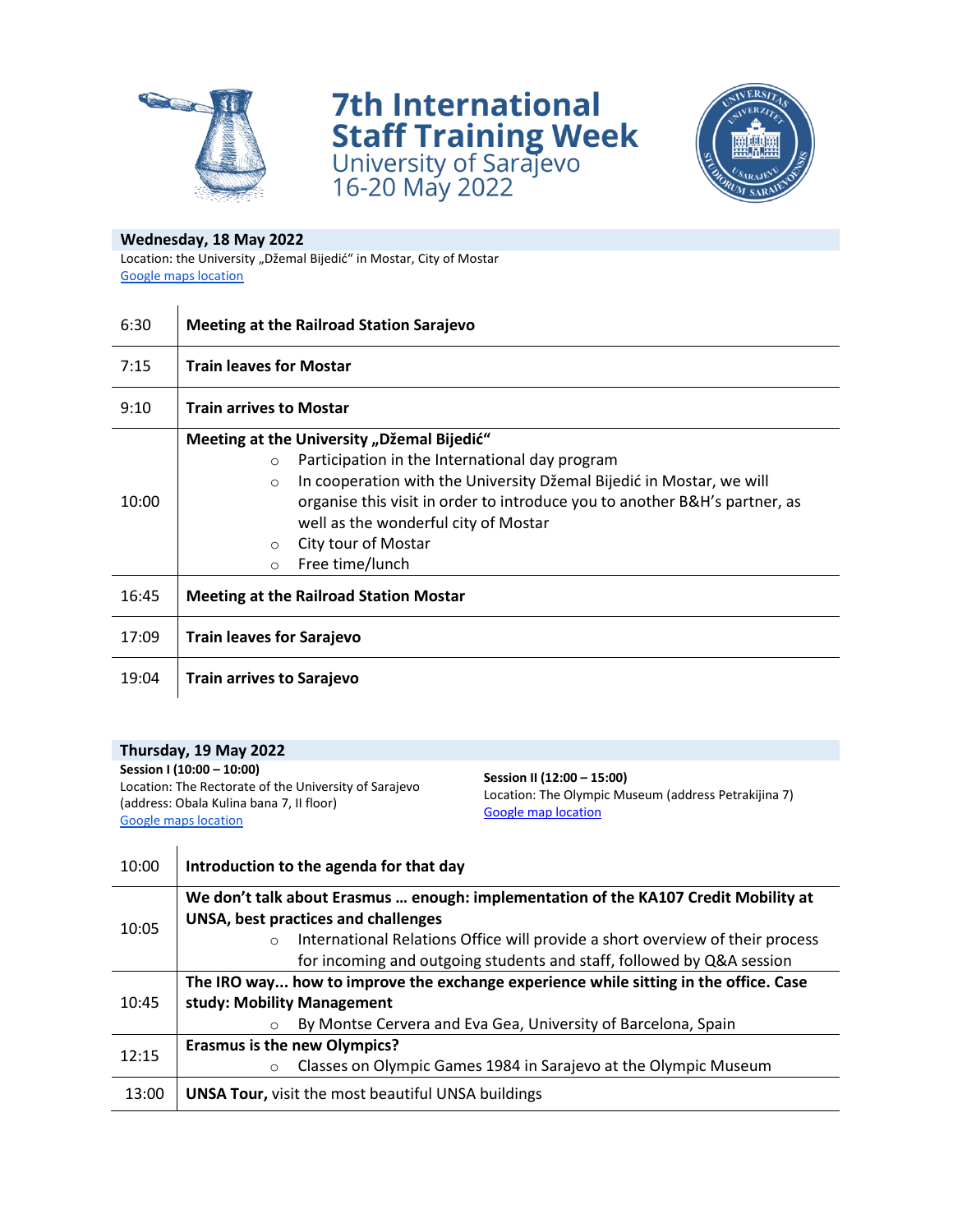# 7th International Staff Training Week

University of Sarajevo
16-20 May 2022

## Wednesday, 18 May 2022

Location: the University „Džemal Bijedić" in Mostar, City of Mostar
Google maps location

| | |
|---|---|
| 6:30 | **Meeting at the Railroad Station Sarajevo** |
| 7:15 | **Train leaves for Mostar** |
| 9:10 | **Train arrives to Mostar** |
| 10:00 | **Meeting at the University „Džemal Bijedić"**<br>○ Participation in the International day program<br>○ In cooperation with the University Džemal Bijedić in Mostar, we will organise this visit in order to introduce you to another B&H's partner, as well as the wonderful city of Mostar<br>○ City tour of Mostar<br>○ Free time/lunch |
| 16:45 | **Meeting at the Railroad Station Mostar** |
| 17:09 | **Train leaves for Sarajevo** |
| 19:04 | **Train arrives to Sarajevo** |

## Thursday, 19 May 2022

**Session I (10:00 – 10:00)**
Location: The Rectorate of the University of Sarajevo (address: Obala Kulina bana 7, II floor)
Google maps location

**Session II (12:00 – 15:00)**
Location: The Olympic Museum (address Petrakijina 7)
Google map location

| | |
|---|---|
| 10:00 | **Introduction to the agenda for that day** |
| 10:05 | **We don't talk about Erasmus … enough: implementation of the KA107 Credit Mobility at UNSA, best practices and challenges**<br>○ International Relations Office will provide a short overview of their process for incoming and outgoing students and staff, followed by Q&A session |
| 10:45 | **The IRO way... how to improve the exchange experience while sitting in the office. Case study: Mobility Management**<br>○ By Montse Cervera and Eva Gea, University of Barcelona, Spain |
| 12:15 | **Erasmus is the new Olympics?**<br>○ Classes on Olympic Games 1984 in Sarajevo at the Olympic Museum |
| 13:00 | **UNSA Tour,** visit the most beautiful UNSA buildings |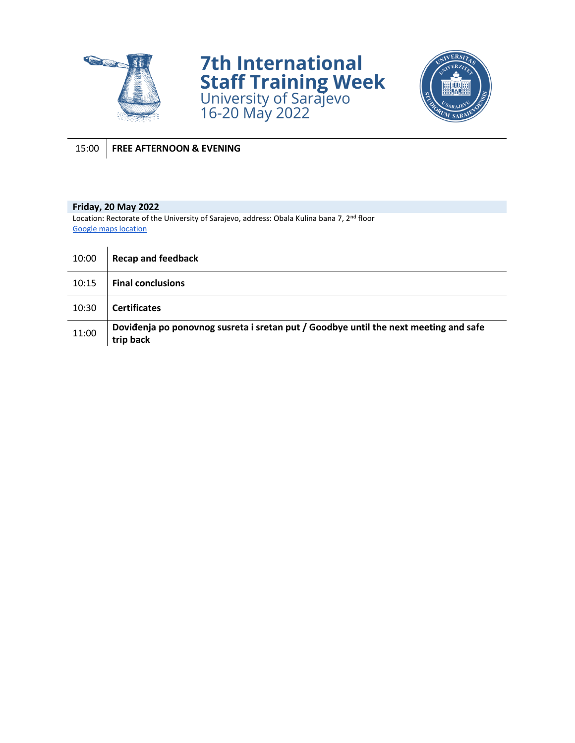# 7th International Staff Training Week

University of Sarajevo
16-20 May 2022

| | |
|---|---|
| 15:00 | **FREE AFTERNOON & EVENING** |

## Friday, 20 May 2022

Location: Rectorate of the University of Sarajevo, address: Obala Kulina bana 7, 2nd floor
Google maps location

| | |
|---|---|
| 10:00 | **Recap and feedback** |
| 10:15 | **Final conclusions** |
| 10:30 | **Certificates** |
| 11:00 | **Doviđenja po ponovnog susreta i sretan put / Goodbye until the next meeting and safe trip back** |